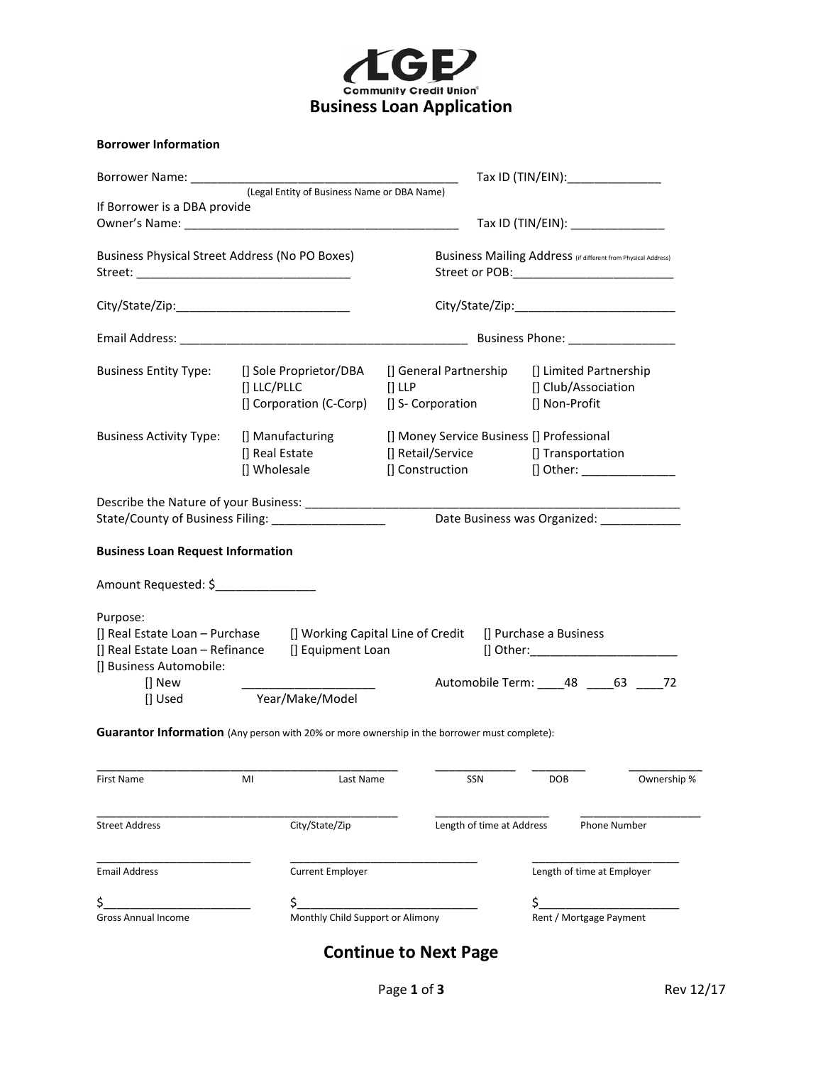LGE Community Credit Union

# Business Loan Application

**Borrower Information**

Borrower Name: ________________________________________ Tax ID (TIN/EIN):______________
(Legal Entity of Business Name or DBA Name)

If Borrower is a DBA provide
Owner's Name: __________________________________________ Tax ID (TIN/EIN): ______________

Business Physical Street Address (No PO Boxes)
Street: _________________________________

Business Mailing Address (If different from Physical Address)
Street or POB:_________________________

City/State/Zip:__________________________ City/State/Zip:_________________________

Email Address: ___________________________________________ Business Phone: ________________

Business Entity Type:
[] Sole Proprietor/DBA [] General Partnership [] Limited Partnership
[] LLC/PLLC [] LLP [] Club/Association
[] Corporation (C-Corp) [] S- Corporation [] Non-Profit

Business Activity Type:
[] Manufacturing [] Money Service Business [] Professional
[] Real Estate [] Retail/Service [] Transportation
[] Wholesale [] Construction [] Other: ______________

Describe the Nature of your Business: ____________________________________________________________
State/County of Business Filing: _________________ Date Business was Organized: ____________

**Business Loan Request Information**

Amount Requested: $_______________

Purpose:
[] Real Estate Loan – Purchase [] Working Capital Line of Credit [] Purchase a Business
[] Real Estate Loan – Refinance [] Equipment Loan [] Other:______________________
[] Business Automobile:
[] New ____________________ Automobile Term: ____48 ____63 ____72
[] Used Year/Make/Model

**Guarantor Information** (Any person with 20% or more ownership in the borrower must complete):

_________________________________________________ _____________ _________ ____________
First Name MI Last Name SSN DOB Ownership %

_________________________________________________ __________________ ___________________
Street Address City/State/Zip Length of time at Address Phone Number

_________________________ ______________________________ ________________________
Email Address Current Employer Length of time at Employer

$______________________ $___________________________ $_____________________
Gross Annual Income Monthly Child Support or Alimony Rent / Mortgage Payment

## Continue to Next Page

Rev 12/17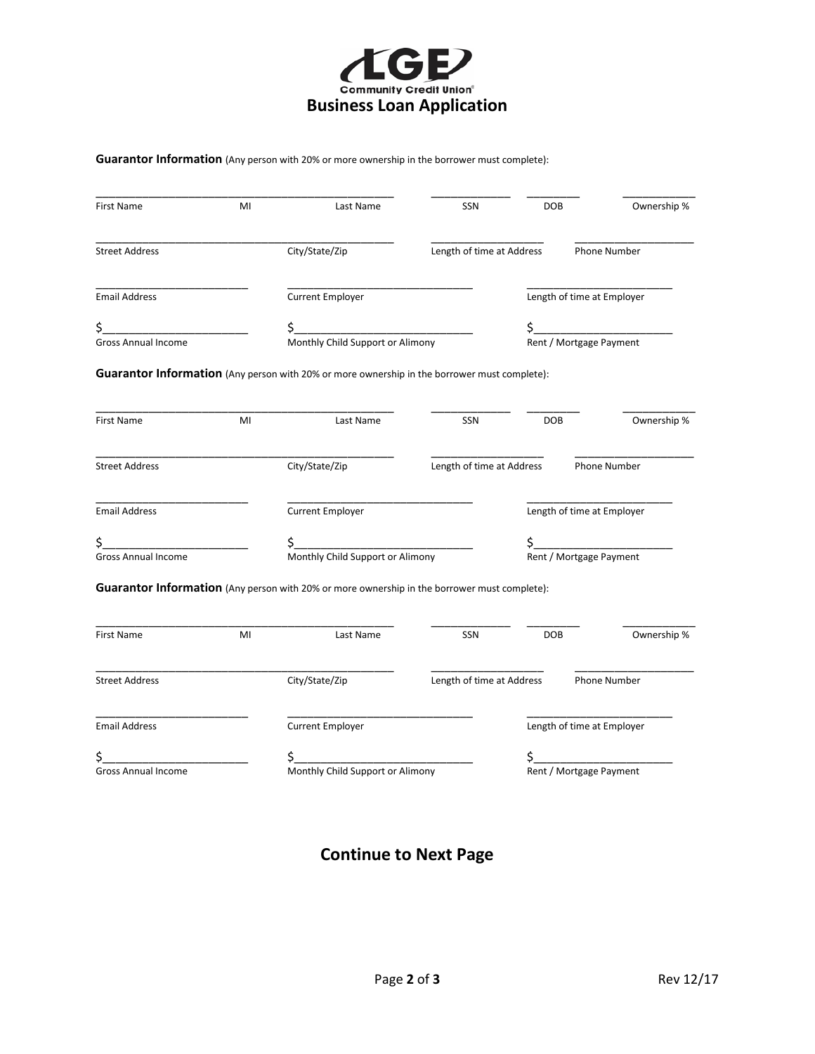# LGE Community Credit Union
## Business Loan Application

**Guarantor Information** (Any person with 20% or more ownership in the borrower must complete):

| First Name | MI | Last Name | SSN | DOB | Ownership % |
|---|---|---|---|---|---|
| | | | | | |

| Street Address | City/State/Zip | Length of time at Address | Phone Number |
|---|---|---|---|
| | | | |

| Email Address | Current Employer | Length of time at Employer |
|---|---|---|
| | | |

| Gross Annual Income | Monthly Child Support or Alimony | Rent / Mortgage Payment |
|---|---|---|
| $ | $ | $ |

**Guarantor Information** (Any person with 20% or more ownership in the borrower must complete):

| First Name | MI | Last Name | SSN | DOB | Ownership % |
|---|---|---|---|---|---|
| | | | | | |

| Street Address | City/State/Zip | Length of time at Address | Phone Number |
|---|---|---|---|
| | | | |

| Email Address | Current Employer | Length of time at Employer |
|---|---|---|
| | | |

| Gross Annual Income | Monthly Child Support or Alimony | Rent / Mortgage Payment |
|---|---|---|
| $ | $ | $ |

**Guarantor Information** (Any person with 20% or more ownership in the borrower must complete):

| First Name | MI | Last Name | SSN | DOB | Ownership % |
|---|---|---|---|---|---|
| | | | | | |

| Street Address | City/State/Zip | Length of time at Address | Phone Number |
|---|---|---|---|
| | | | |

| Email Address | Current Employer | Length of time at Employer |
|---|---|---|
| | | |

| Gross Annual Income | Monthly Child Support or Alimony | Rent / Mortgage Payment |
|---|---|---|
| $ | $ | $ |

## Continue to Next Page

Rev 12/17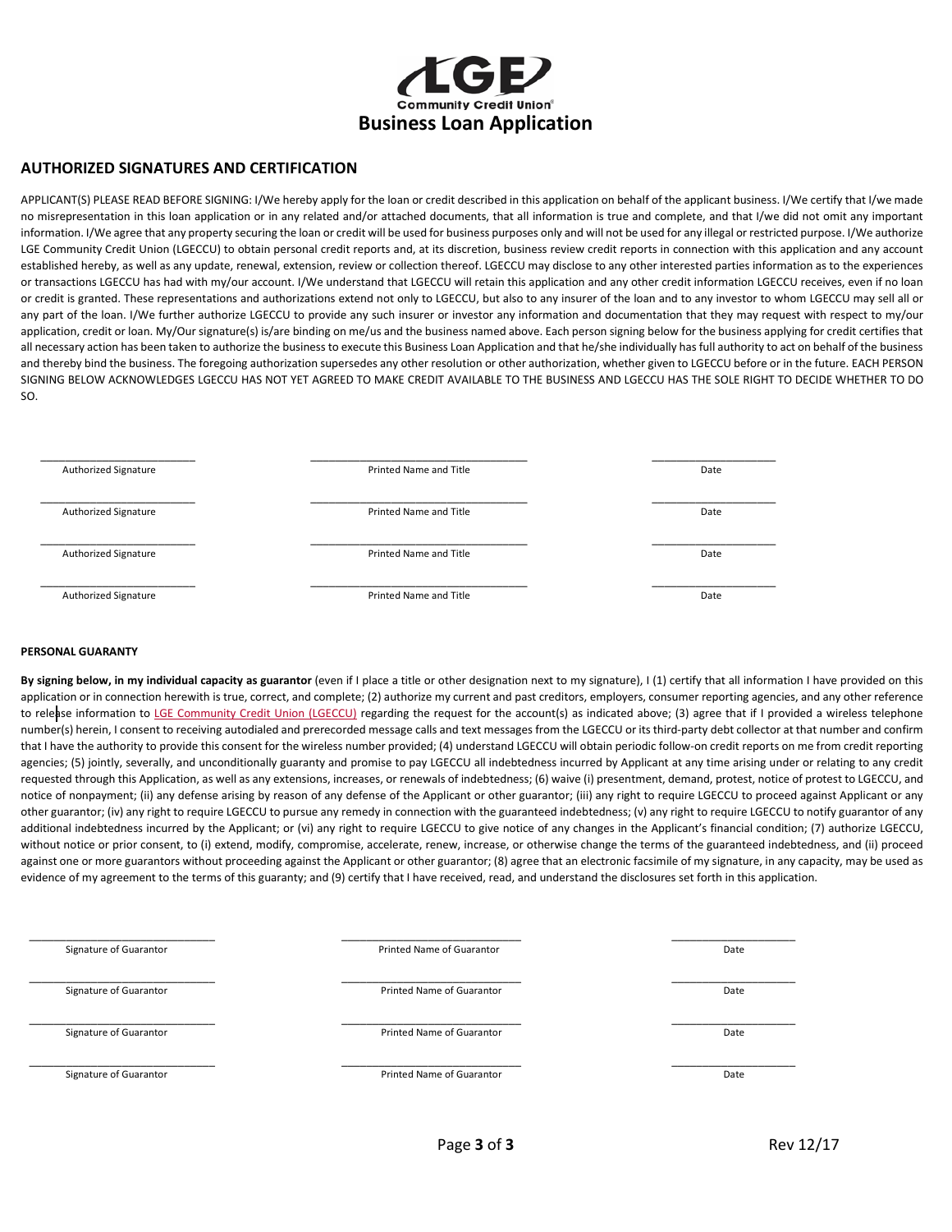**Community Credit Union**

# Business Loan Application

## AUTHORIZED SIGNATURES AND CERTIFICATION

APPLICANT(S) PLEASE READ BEFORE SIGNING: I/We hereby apply for the loan or credit described in this application on behalf of the applicant business. I/We certify that I/we made no misrepresentation in this loan application or in any related and/or attached documents, that all information is true and complete, and that I/we did not omit any important information. I/We agree that any property securing the loan or credit will be used for business purposes only and will not be used for any illegal or restricted purpose. I/We authorize LGE Community Credit Union (LGECCU) to obtain personal credit reports and, at its discretion, business review credit reports in connection with this application and any account established hereby, as well as any update, renewal, extension, review or collection thereof. LGECCU may disclose to any other interested parties information as to the experiences or transactions LGECCU has had with my/our account. I/We understand that LGECCU will retain this application and any other credit information LGECCU receives, even if no loan or credit is granted. These representations and authorizations extend not only to LGECCU, but also to any insurer of the loan and to any investor to whom LGECCU may sell all or any part of the loan. I/We further authorize LGECCU to provide any such insurer or investor any information and documentation that they may request with respect to my/our application, credit or loan. My/Our signature(s) is/are binding on me/us and the business named above. Each person signing below for the business applying for credit certifies that all necessary action has been taken to authorize the business to execute this Business Loan Application and that he/she individually has full authority to act on behalf of the business and thereby bind the business. The foregoing authorization supersedes any other resolution or other authorization, whether given to LGECCU before or in the future. EACH PERSON SIGNING BELOW ACKNOWLEDGES LGECCU HAS NOT YET AGREED TO MAKE CREDIT AVAILABLE TO THE BUSINESS AND LGECCU HAS THE SOLE RIGHT TO DECIDE WHETHER TO DO SO.

| | | |
|---|---|---|
| ______________________ Authorized Signature | ______________________ Printed Name and Title | ______________ Date |
| ______________________ Authorized Signature | ______________________ Printed Name and Title | ______________ Date |
| ______________________ Authorized Signature | ______________________ Printed Name and Title | ______________ Date |
| ______________________ Authorized Signature | ______________________ Printed Name and Title | ______________ Date |

**PERSONAL GUARANTY**

**By signing below, in my individual capacity as guarantor** (even if I place a title or other designation next to my signature), I (1) certify that all information I have provided on this application or in connection herewith is true, correct, and complete; (2) authorize my current and past creditors, employers, consumer reporting agencies, and any other reference to release information to LGE Community Credit Union (LGECCU) regarding the request for the account(s) as indicated above; (3) agree that if I provided a wireless telephone number(s) herein, I consent to receiving autodialed and prerecorded message calls and text messages from the LGECCU or its third-party debt collector at that number and confirm that I have the authority to provide this consent for the wireless number provided; (4) understand LGECCU will obtain periodic follow-on credit reports on me from credit reporting agencies; (5) jointly, severally, and unconditionally guaranty and promise to pay LGECCU all indebtedness incurred by Applicant at any time arising under or relating to any credit requested through this Application, as well as any extensions, increases, or renewals of indebtedness; (6) waive (i) presentment, demand, protest, notice of protest to LGECCU, and notice of nonpayment; (ii) any defense arising by reason of any defense of the Applicant or other guarantor; (iii) any right to require LGECCU to proceed against Applicant or any other guarantor; (iv) any right to require LGECCU to pursue any remedy in connection with the guaranteed indebtedness; (v) any right to require LGECCU to notify guarantor of any additional indebtedness incurred by the Applicant; or (vi) any right to require LGECCU to give notice of any changes in the Applicant's financial condition; (7) authorize LGECCU, without notice or prior consent, to (i) extend, modify, compromise, accelerate, renew, increase, or otherwise change the terms of the guaranteed indebtedness, and (ii) proceed against one or more guarantors without proceeding against the Applicant or other guarantor; (8) agree that an electronic facsimile of my signature, in any capacity, may be used as evidence of my agreement to the terms of this guaranty; and (9) certify that I have received, read, and understand the disclosures set forth in this application.

| | | |
|---|---|---|
| ______________________ Signature of Guarantor | ______________________ Printed Name of Guarantor | ______________ Date |
| ______________________ Signature of Guarantor | ______________________ Printed Name of Guarantor | ______________ Date |
| ______________________ Signature of Guarantor | ______________________ Printed Name of Guarantor | ______________ Date |
| ______________________ Signature of Guarantor | ______________________ Printed Name of Guarantor | ______________ Date |

Rev 12/17